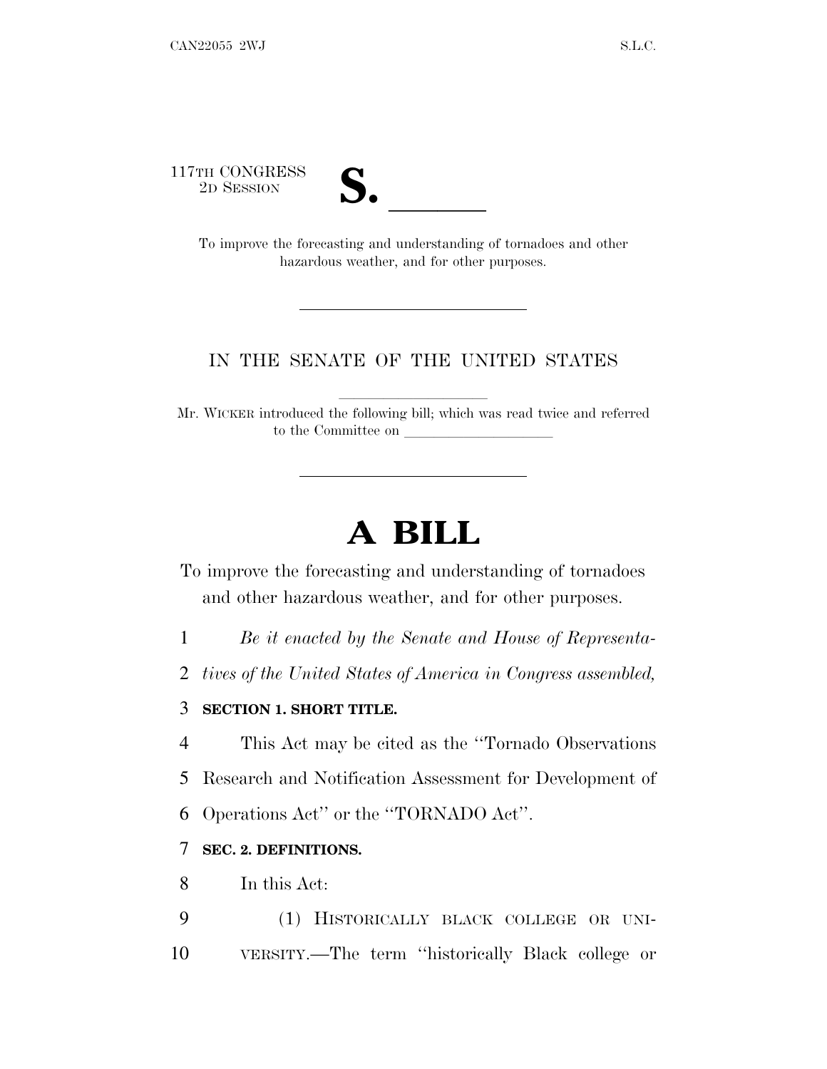117TH CONGRESS
2D SESSION

**S. ______**

To improve the forecasting and understanding of tornadoes and other hazardous weather, and for other purposes.

---

IN THE SENATE OF THE UNITED STATES

Mr. WICKER introduced the following bill; which was read twice and referred to the Committee on ____________________

---

# A BILL

To improve the forecasting and understanding of tornadoes and other hazardous weather, and for other purposes.

1 *Be it enacted by the Senate and House of Representa-*
2 *tives of the United States of America in Congress assembled,*

3 **SECTION 1. SHORT TITLE.**

4 This Act may be cited as the "Tornado Observations
5 Research and Notification Assessment for Development of
6 Operations Act" or the "TORNADO Act".

7 **SEC. 2. DEFINITIONS.**

8 In this Act:

9 (1) HISTORICALLY BLACK COLLEGE OR UNI-
10 VERSITY.—The term "historically Black college or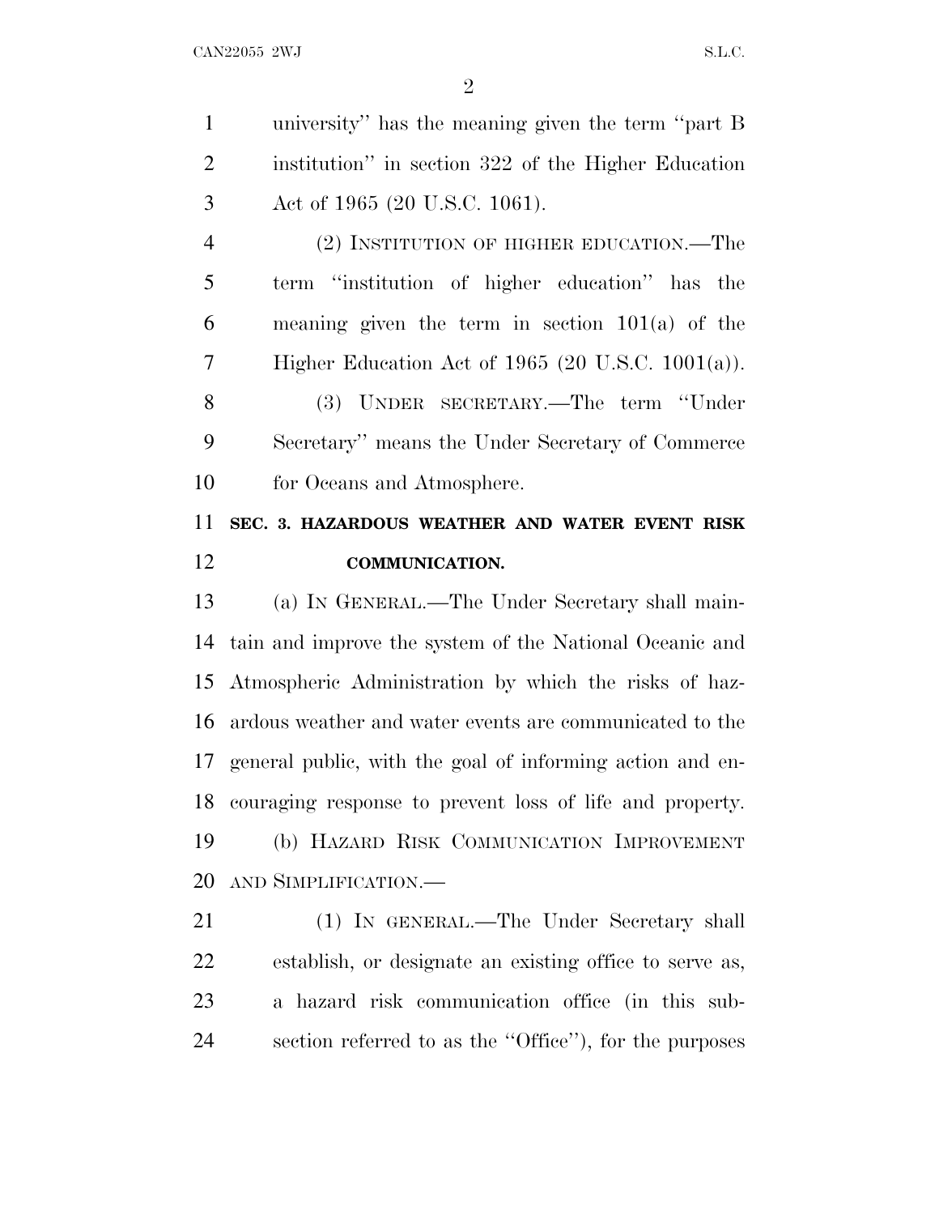university'' has the meaning given the term ''part B institution'' in section 322 of the Higher Education Act of 1965 (20 U.S.C. 1061).

(2) INSTITUTION OF HIGHER EDUCATION.—The term ''institution of higher education'' has the meaning given the term in section 101(a) of the Higher Education Act of 1965 (20 U.S.C. 1001(a)).

(3) UNDER SECRETARY.—The term ''Under Secretary'' means the Under Secretary of Commerce for Oceans and Atmosphere.

**SEC. 3. HAZARDOUS WEATHER AND WATER EVENT RISK COMMUNICATION.**

(a) IN GENERAL.—The Under Secretary shall maintain and improve the system of the National Oceanic and Atmospheric Administration by which the risks of hazardous weather and water events are communicated to the general public, with the goal of informing action and encouraging response to prevent loss of life and property.

(b) HAZARD RISK COMMUNICATION IMPROVEMENT AND SIMPLIFICATION.—

(1) IN GENERAL.—The Under Secretary shall establish, or designate an existing office to serve as, a hazard risk communication office (in this subsection referred to as the ''Office''), for the purposes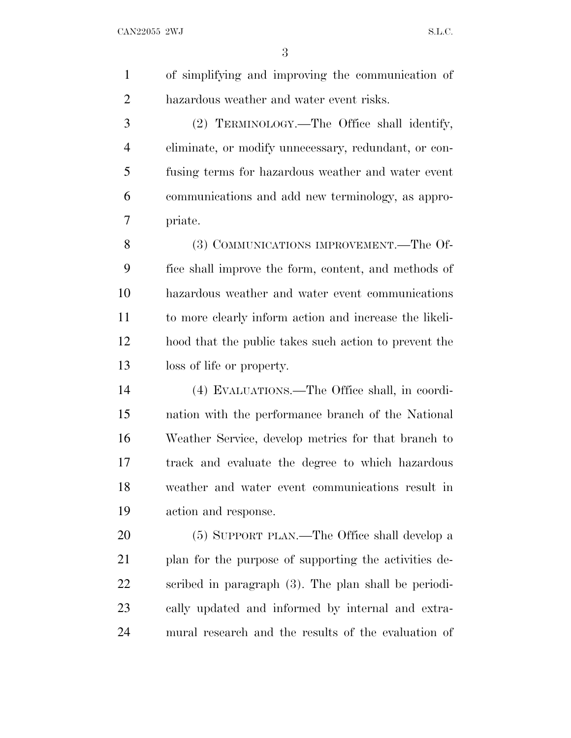of simplifying and improving the communication of hazardous weather and water event risks.

(2) TERMINOLOGY.—The Office shall identify, eliminate, or modify unnecessary, redundant, or confusing terms for hazardous weather and water event communications and add new terminology, as appropriate.

(3) COMMUNICATIONS IMPROVEMENT.—The Office shall improve the form, content, and methods of hazardous weather and water event communications to more clearly inform action and increase the likelihood that the public takes such action to prevent the loss of life or property.

(4) EVALUATIONS.—The Office shall, in coordination with the performance branch of the National Weather Service, develop metrics for that branch to track and evaluate the degree to which hazardous weather and water event communications result in action and response.

(5) SUPPORT PLAN.—The Office shall develop a plan for the purpose of supporting the activities described in paragraph (3). The plan shall be periodically updated and informed by internal and extramural research and the results of the evaluation of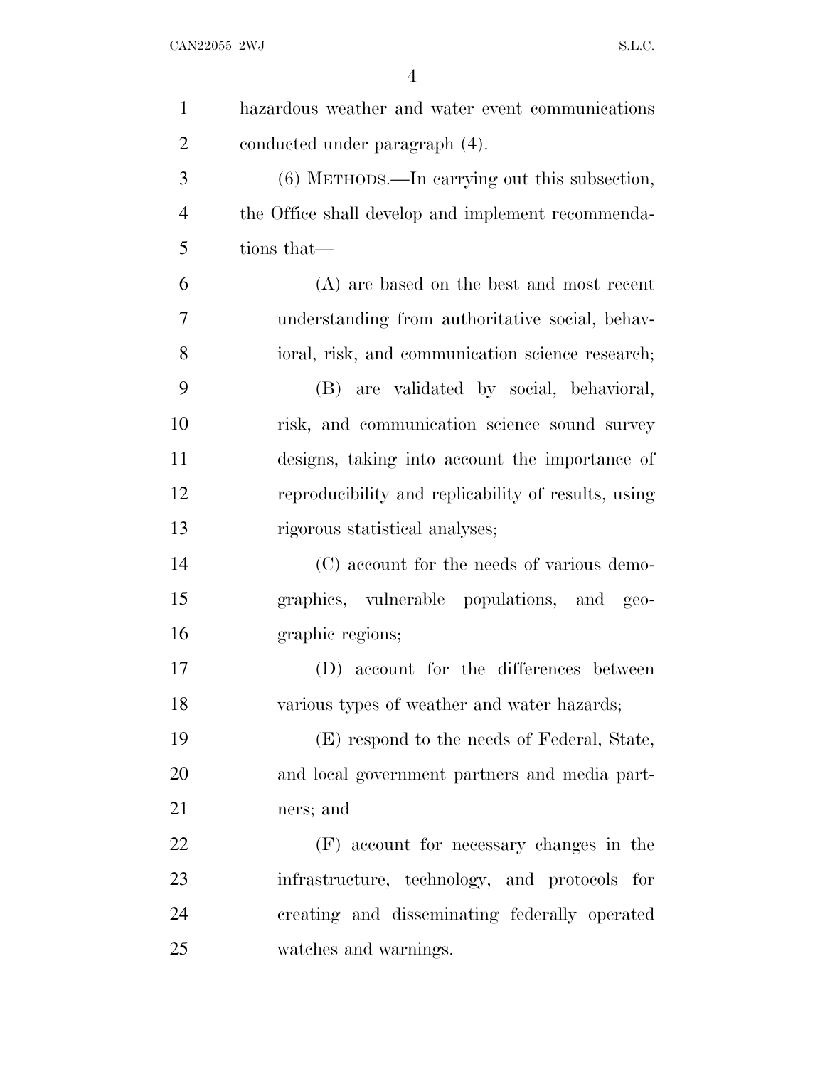hazardous weather and water event communications conducted under paragraph (4).

(6) METHODS.—In carrying out this subsection, the Office shall develop and implement recommendations that—

(A) are based on the best and most recent understanding from authoritative social, behavioral, risk, and communication science research;

(B) are validated by social, behavioral, risk, and communication science sound survey designs, taking into account the importance of reproducibility and replicability of results, using rigorous statistical analyses;

(C) account for the needs of various demographics, vulnerable populations, and geographic regions;

(D) account for the differences between various types of weather and water hazards;

(E) respond to the needs of Federal, State, and local government partners and media partners; and

(F) account for necessary changes in the infrastructure, technology, and protocols for creating and disseminating federally operated watches and warnings.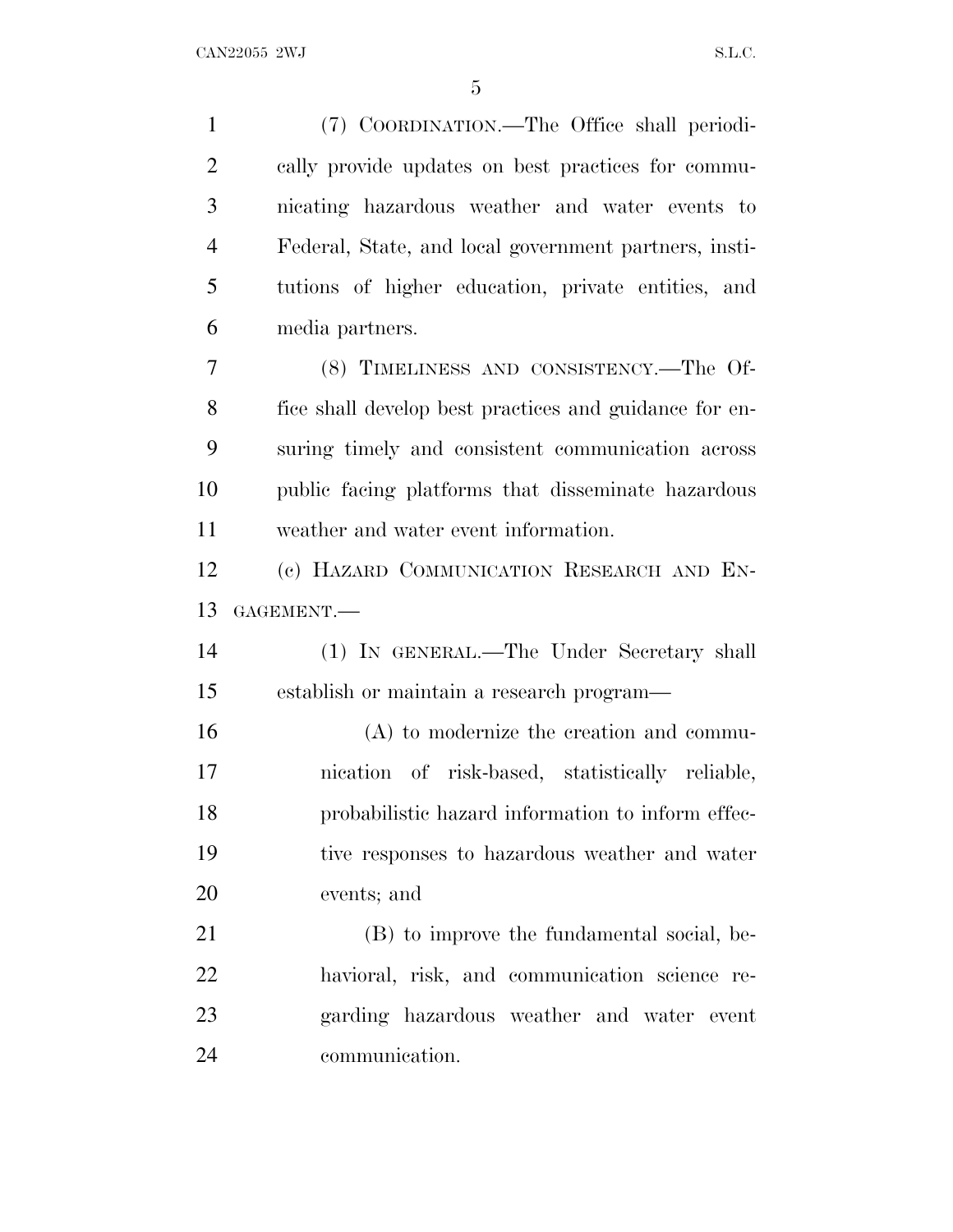(7) COORDINATION.—The Office shall periodically provide updates on best practices for communicating hazardous weather and water events to Federal, State, and local government partners, institutions of higher education, private entities, and media partners.

(8) TIMELINESS AND CONSISTENCY.—The Office shall develop best practices and guidance for ensuring timely and consistent communication across public facing platforms that disseminate hazardous weather and water event information.

(c) HAZARD COMMUNICATION RESEARCH AND ENGAGEMENT.—

(1) IN GENERAL.—The Under Secretary shall establish or maintain a research program—

(A) to modernize the creation and communication of risk-based, statistically reliable, probabilistic hazard information to inform effective responses to hazardous weather and water events; and

(B) to improve the fundamental social, behavioral, risk, and communication science regarding hazardous weather and water event communication.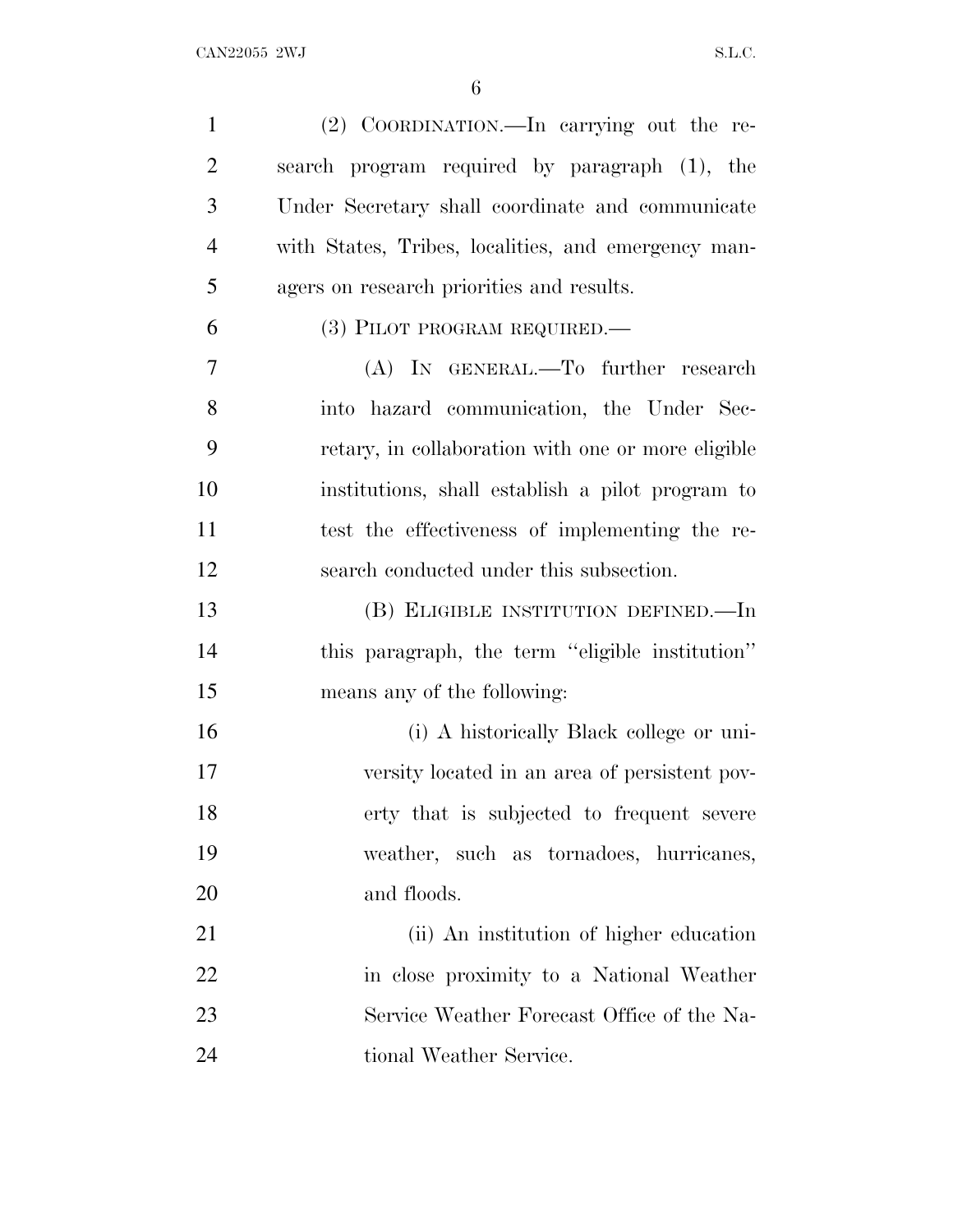(2) COORDINATION.—In carrying out the research program required by paragraph (1), the Under Secretary shall coordinate and communicate with States, Tribes, localities, and emergency managers on research priorities and results.

(3) PILOT PROGRAM REQUIRED.—

(A) IN GENERAL.—To further research into hazard communication, the Under Secretary, in collaboration with one or more eligible institutions, shall establish a pilot program to test the effectiveness of implementing the research conducted under this subsection.

(B) ELIGIBLE INSTITUTION DEFINED.—In this paragraph, the term "eligible institution" means any of the following:

(i) A historically Black college or university located in an area of persistent poverty that is subjected to frequent severe weather, such as tornadoes, hurricanes, and floods.

(ii) An institution of higher education in close proximity to a National Weather Service Weather Forecast Office of the National Weather Service.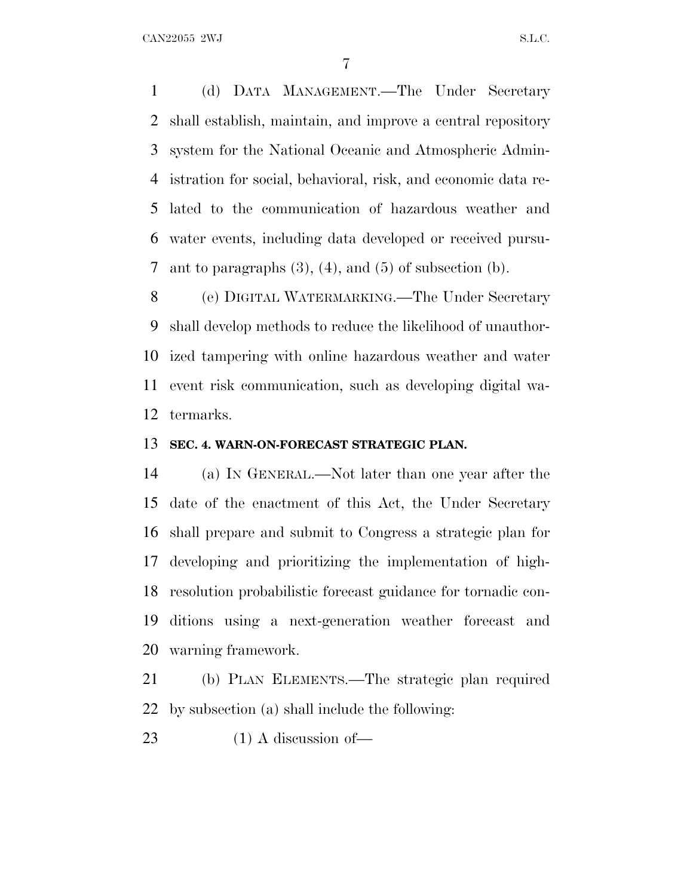(d) DATA MANAGEMENT.—The Under Secretary shall establish, maintain, and improve a central repository system for the National Oceanic and Atmospheric Administration for social, behavioral, risk, and economic data related to the communication of hazardous weather and water events, including data developed or received pursuant to paragraphs (3), (4), and (5) of subsection (b).

(e) DIGITAL WATERMARKING.—The Under Secretary shall develop methods to reduce the likelihood of unauthorized tampering with online hazardous weather and water event risk communication, such as developing digital watermarks.

**SEC. 4. WARN-ON-FORECAST STRATEGIC PLAN.**

(a) IN GENERAL.—Not later than one year after the date of the enactment of this Act, the Under Secretary shall prepare and submit to Congress a strategic plan for developing and prioritizing the implementation of high-resolution probabilistic forecast guidance for tornadic conditions using a next-generation weather forecast and warning framework.

(b) PLAN ELEMENTS.—The strategic plan required by subsection (a) shall include the following:

(1) A discussion of—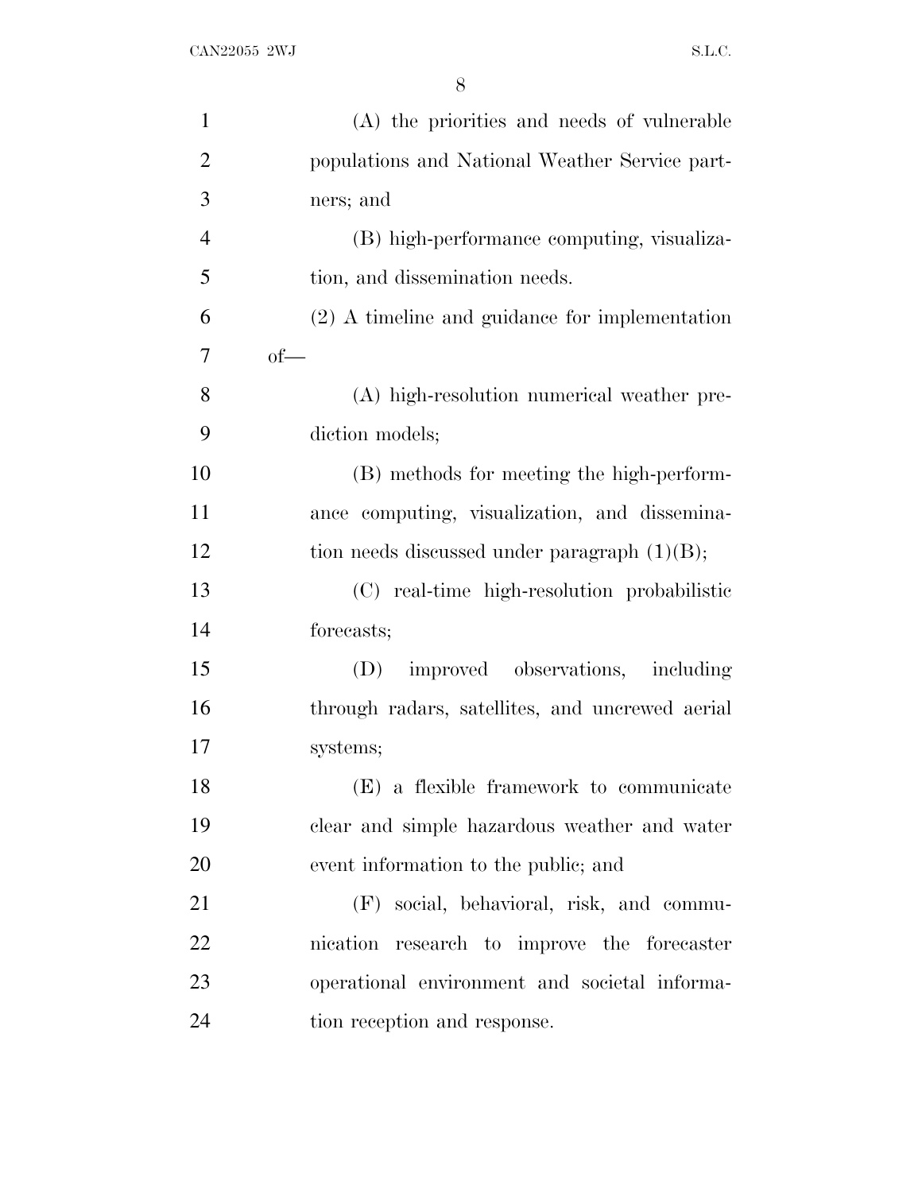(A) the priorities and needs of vulnerable populations and National Weather Service partners; and

(B) high-performance computing, visualization, and dissemination needs.

(2) A timeline and guidance for implementation of—

(A) high-resolution numerical weather prediction models;

(B) methods for meeting the high-performance computing, visualization, and dissemination needs discussed under paragraph (1)(B);

(C) real-time high-resolution probabilistic forecasts;

(D) improved observations, including through radars, satellites, and uncrewed aerial systems;

(E) a flexible framework to communicate clear and simple hazardous weather and water event information to the public; and

(F) social, behavioral, risk, and communication research to improve the forecaster operational environment and societal information reception and response.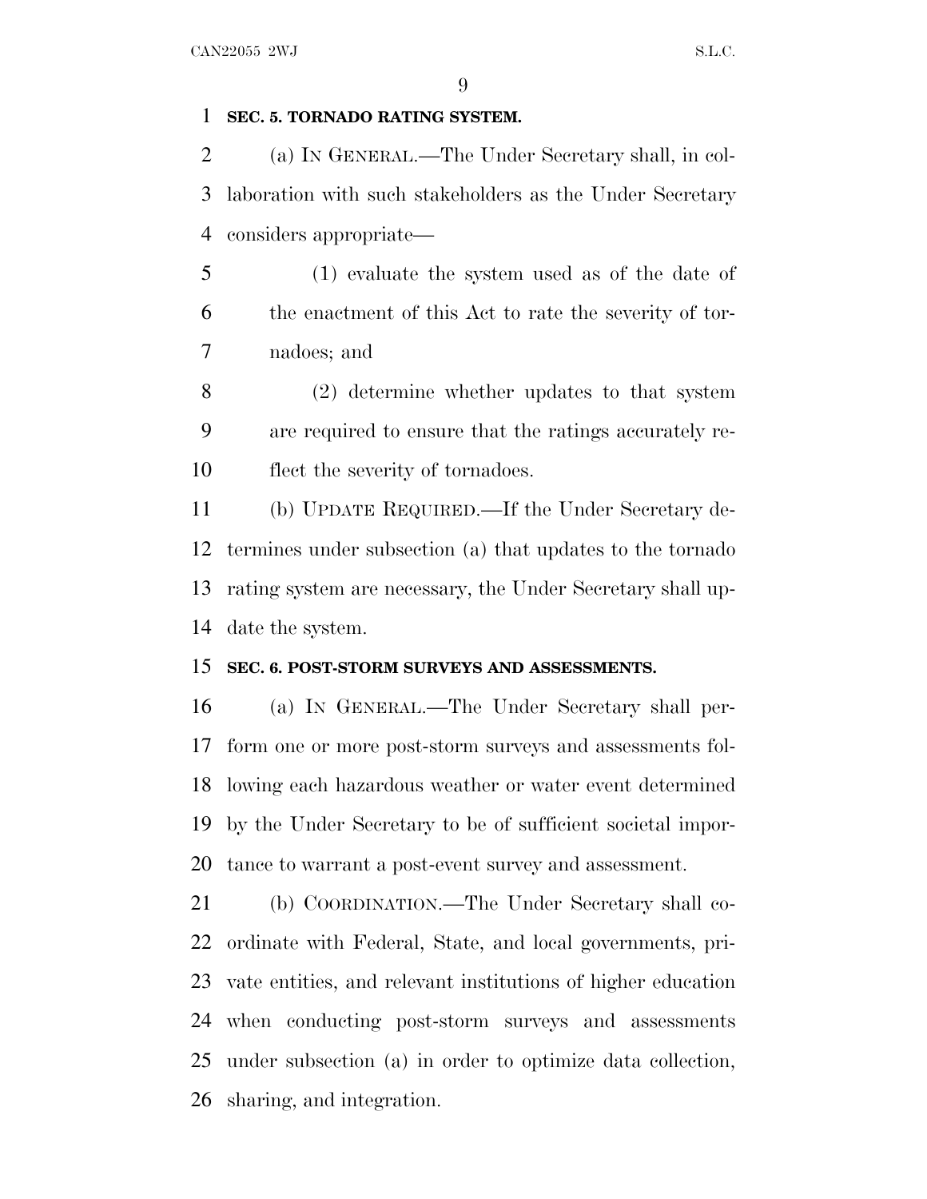**SEC. 5. TORNADO RATING SYSTEM.**

(a) IN GENERAL.—The Under Secretary shall, in collaboration with such stakeholders as the Under Secretary considers appropriate—

(1) evaluate the system used as of the date of the enactment of this Act to rate the severity of tornadoes; and

(2) determine whether updates to that system are required to ensure that the ratings accurately reflect the severity of tornadoes.

(b) UPDATE REQUIRED.—If the Under Secretary determines under subsection (a) that updates to the tornado rating system are necessary, the Under Secretary shall update the system.

**SEC. 6. POST-STORM SURVEYS AND ASSESSMENTS.**

(a) IN GENERAL.—The Under Secretary shall perform one or more post-storm surveys and assessments following each hazardous weather or water event determined by the Under Secretary to be of sufficient societal importance to warrant a post-event survey and assessment.

(b) COORDINATION.—The Under Secretary shall coordinate with Federal, State, and local governments, private entities, and relevant institutions of higher education when conducting post-storm surveys and assessments under subsection (a) in order to optimize data collection, sharing, and integration.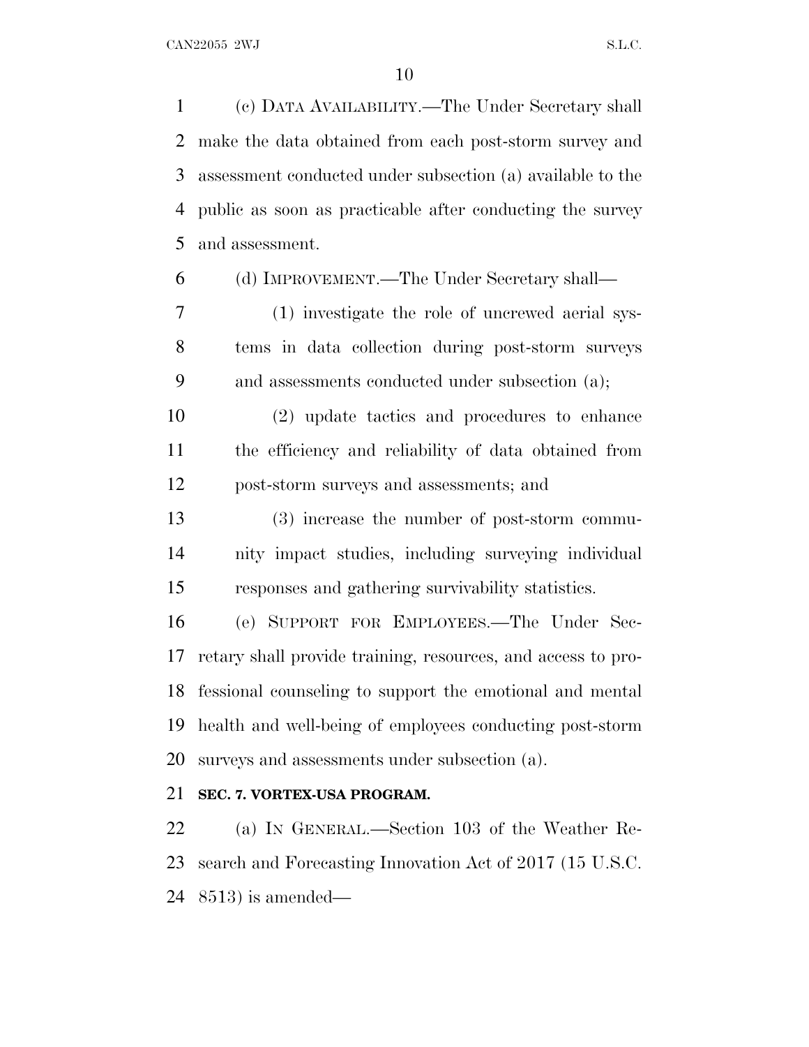(c) DATA AVAILABILITY.—The Under Secretary shall make the data obtained from each post-storm survey and assessment conducted under subsection (a) available to the public as soon as practicable after conducting the survey and assessment.

(d) IMPROVEMENT.—The Under Secretary shall—

(1) investigate the role of uncrewed aerial systems in data collection during post-storm surveys and assessments conducted under subsection (a);

(2) update tactics and procedures to enhance the efficiency and reliability of data obtained from post-storm surveys and assessments; and

(3) increase the number of post-storm community impact studies, including surveying individual responses and gathering survivability statistics.

(e) SUPPORT FOR EMPLOYEES.—The Under Secretary shall provide training, resources, and access to professional counseling to support the emotional and mental health and well-being of employees conducting post-storm surveys and assessments under subsection (a).

**SEC. 7. VORTEX-USA PROGRAM.**

(a) IN GENERAL.—Section 103 of the Weather Research and Forecasting Innovation Act of 2017 (15 U.S.C. 8513) is amended—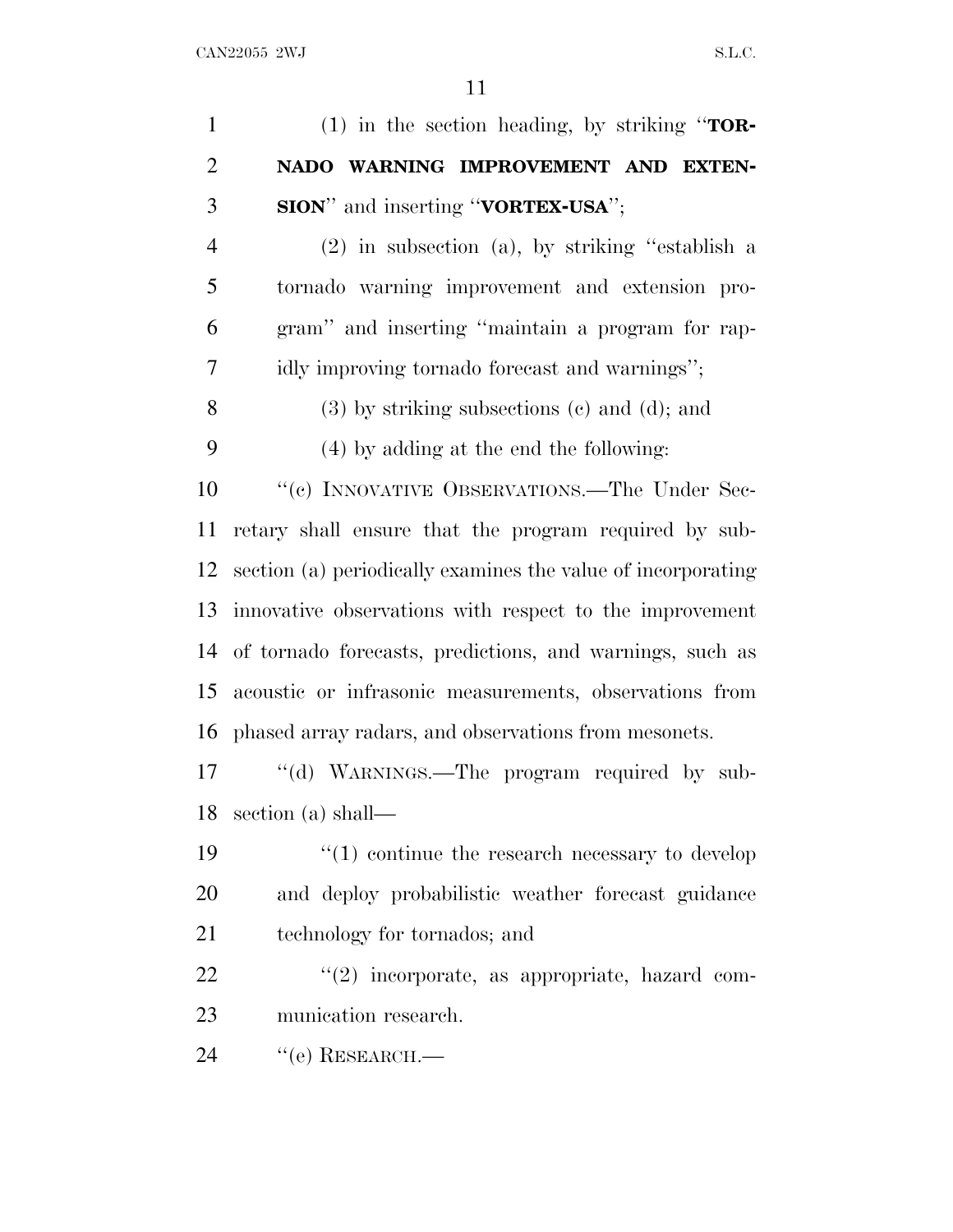(1) in the section heading, by striking "**TORNADO WARNING IMPROVEMENT AND EXTENSION**" and inserting "**VORTEX-USA**";

(2) in subsection (a), by striking "establish a tornado warning improvement and extension program" and inserting "maintain a program for rapidly improving tornado forecast and warnings";

(3) by striking subsections (c) and (d); and

(4) by adding at the end the following:

"(c) INNOVATIVE OBSERVATIONS.—The Under Secretary shall ensure that the program required by subsection (a) periodically examines the value of incorporating innovative observations with respect to the improvement of tornado forecasts, predictions, and warnings, such as acoustic or infrasonic measurements, observations from phased array radars, and observations from mesonets.

"(d) WARNINGS.—The program required by subsection (a) shall—

"(1) continue the research necessary to develop and deploy probabilistic weather forecast guidance technology for tornados; and

"(2) incorporate, as appropriate, hazard communication research.

"(e) RESEARCH.—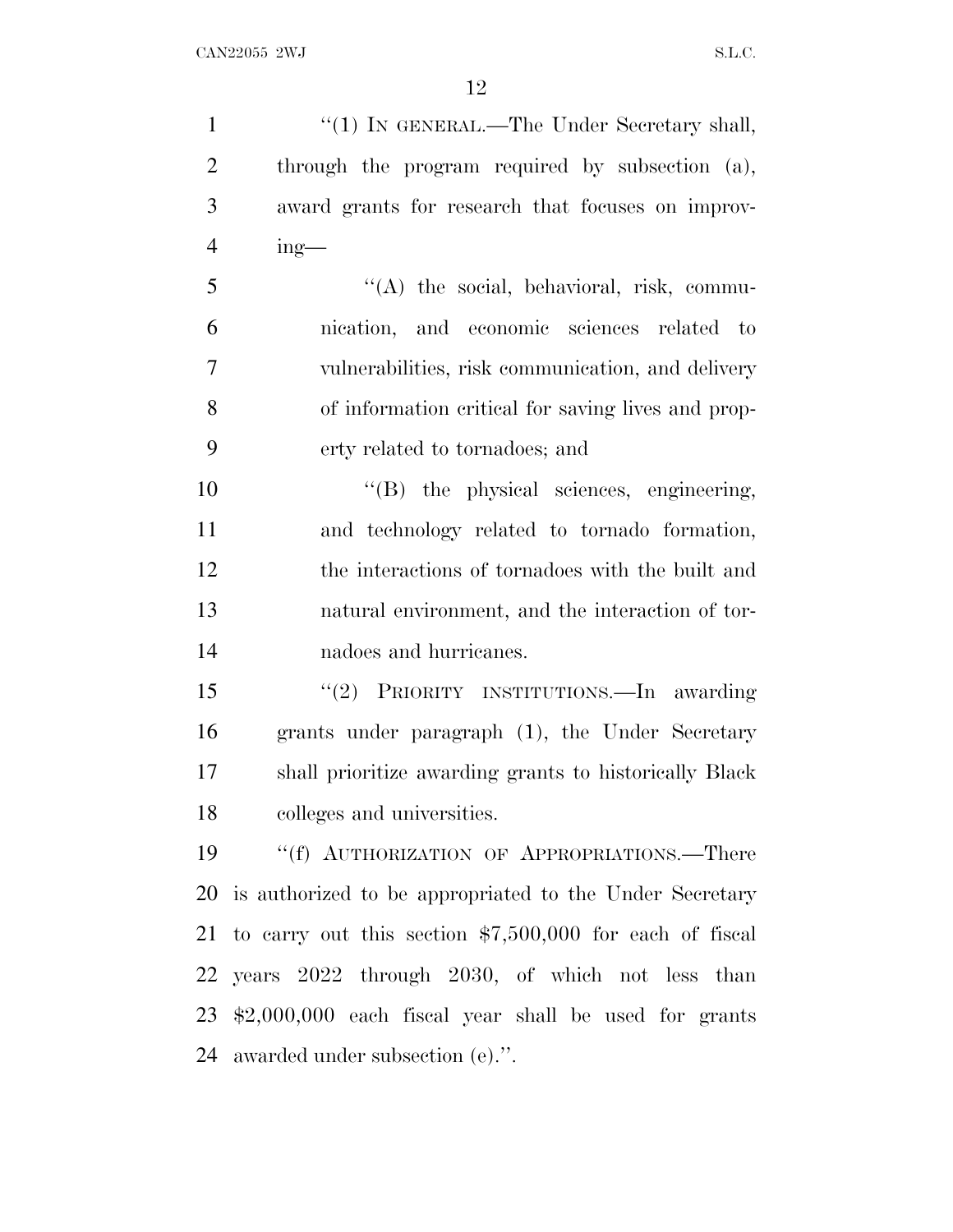''(1) IN GENERAL.—The Under Secretary shall, through the program required by subsection (a), award grants for research that focuses on improving—

''(A) the social, behavioral, risk, communication, and economic sciences related to vulnerabilities, risk communication, and delivery of information critical for saving lives and property related to tornadoes; and

''(B) the physical sciences, engineering, and technology related to tornado formation, the interactions of tornadoes with the built and natural environment, and the interaction of tornadoes and hurricanes.

''(2) PRIORITY INSTITUTIONS.—In awarding grants under paragraph (1), the Under Secretary shall prioritize awarding grants to historically Black colleges and universities.

''(f) AUTHORIZATION OF APPROPRIATIONS.—There is authorized to be appropriated to the Under Secretary to carry out this section $7,500,000 for each of fiscal years 2022 through 2030, of which not less than $2,000,000 each fiscal year shall be used for grants awarded under subsection (e).''.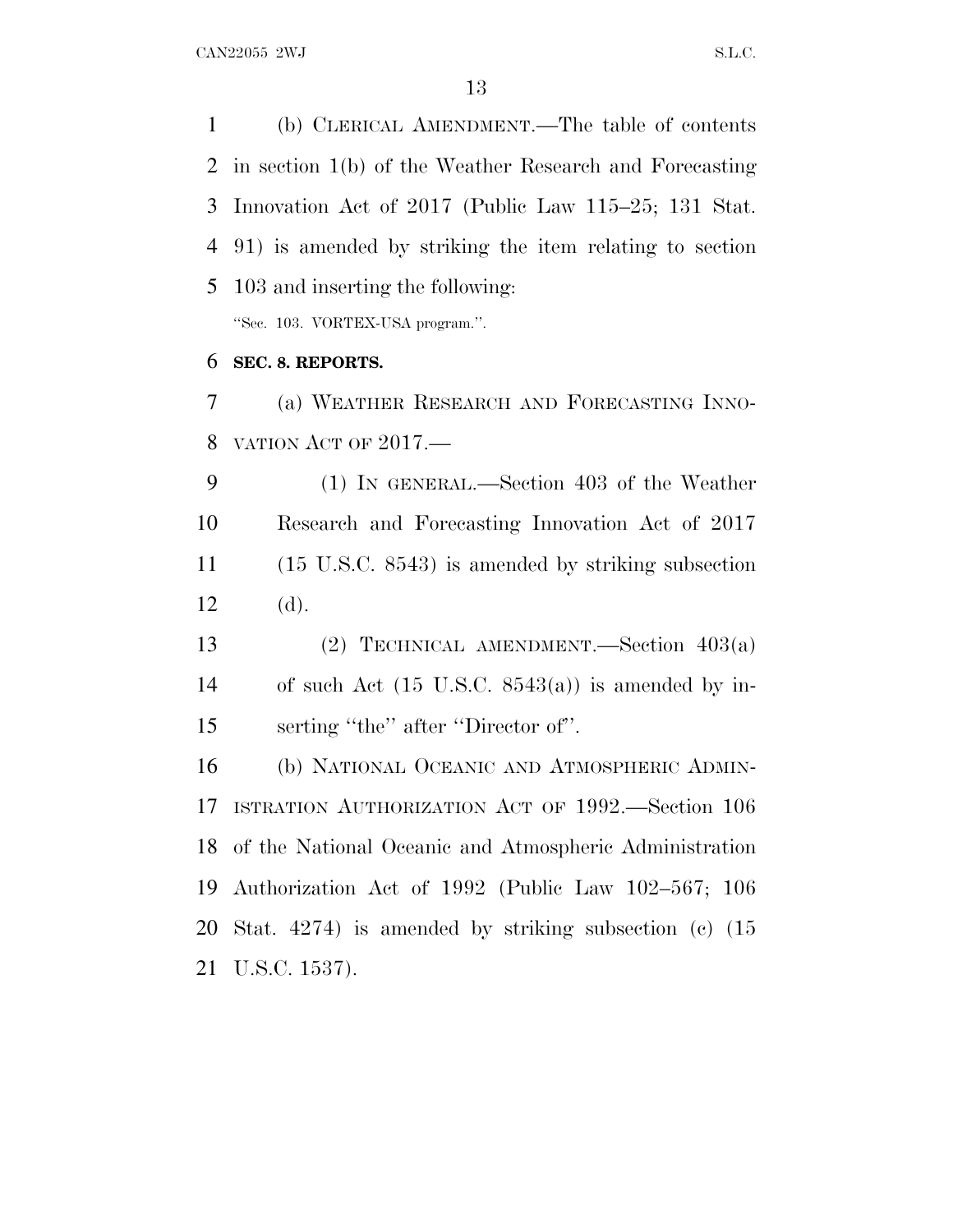(b) CLERICAL AMENDMENT.—The table of contents in section 1(b) of the Weather Research and Forecasting Innovation Act of 2017 (Public Law 115–25; 131 Stat. 91) is amended by striking the item relating to section 103 and inserting the following:

"Sec. 103. VORTEX-USA program.".

**SEC. 8. REPORTS.**

(a) WEATHER RESEARCH AND FORECASTING INNOVATION ACT OF 2017.—

(1) IN GENERAL.—Section 403 of the Weather Research and Forecasting Innovation Act of 2017 (15 U.S.C. 8543) is amended by striking subsection (d).

(2) TECHNICAL AMENDMENT.—Section 403(a) of such Act (15 U.S.C. 8543(a)) is amended by inserting "the" after "Director of".

(b) NATIONAL OCEANIC AND ATMOSPHERIC ADMINISTRATION AUTHORIZATION ACT OF 1992.—Section 106 of the National Oceanic and Atmospheric Administration Authorization Act of 1992 (Public Law 102–567; 106 Stat. 4274) is amended by striking subsection (c) (15 U.S.C. 1537).